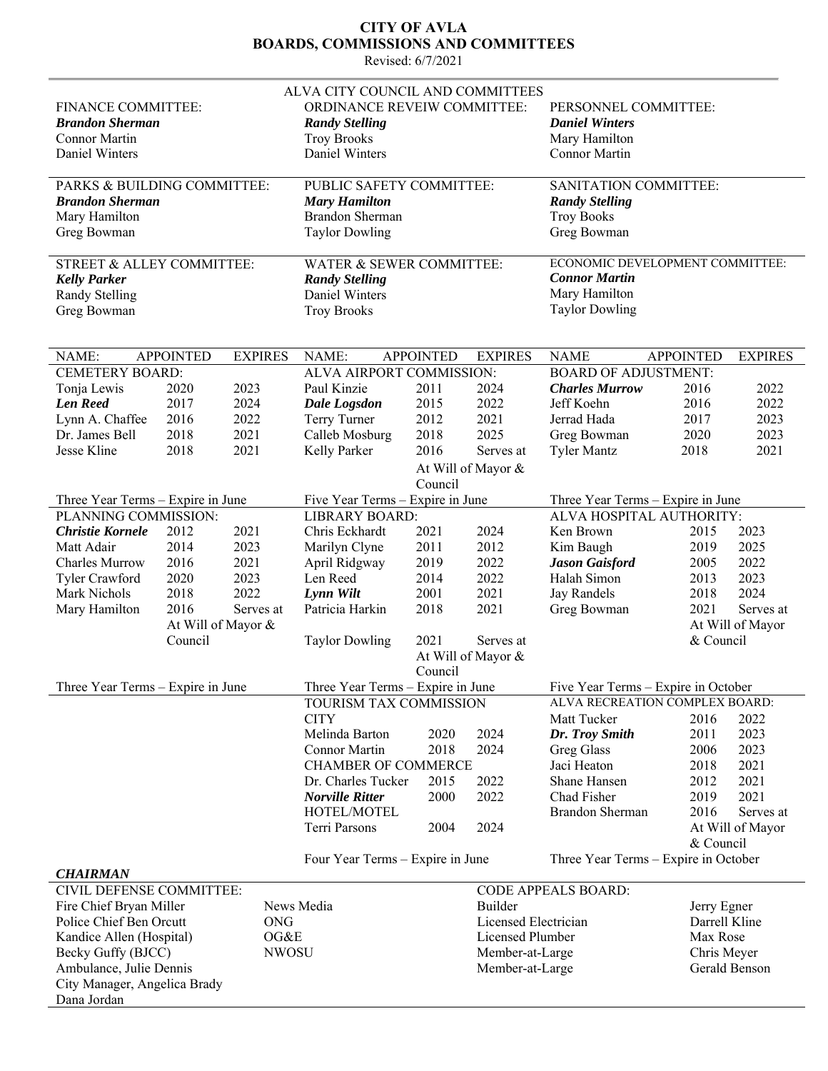# CITY OF AVLA
## BOARDS, COMMISSIONS AND COMMITTEES
Revised: 6/7/2021

## ALVA CITY COUNCIL AND COMMITTEES

**FINANCE COMMITTEE:**
***Brandon Sherman***
Connor Martin
Daniel Winters

**ORDINANCE REVEIW COMMITTEE:**
***Randy Stelling***
Troy Brooks
Daniel Winters

**PERSONNEL COMMITTEE:**
***Daniel Winters***
Mary Hamilton
Connor Martin

**PARKS & BUILDING COMMITTEE:**
***Brandon Sherman***
Mary Hamilton
Greg Bowman

**PUBLIC SAFETY COMMITTEE:**
***Mary Hamilton***
Brandon Sherman
Taylor Dowling

**SANITATION COMMITTEE:**
***Randy Stelling***
Troy Books
Greg Bowman

**STREET & ALLEY COMMITTEE:**
***Kelly Parker***
Randy Stelling
Greg Bowman

**WATER & SEWER COMMITTEE:**
***Randy Stelling***
Daniel Winters
Troy Brooks

**ECONOMIC DEVELOPMENT COMMITTEE:**
***Connor Martin***
Mary Hamilton
Taylor Dowling

### CEMETERY BOARD:

| NAME: | APPOINTED | EXPIRES |
|---|---|---|
| Tonja Lewis | 2020 | 2023 |
| ***Len Reed*** | 2017 | 2024 |
| Lynn A. Chaffee | 2016 | 2022 |
| Dr. James Bell | 2018 | 2021 |
| Jesse Kline | 2018 | 2021 |

Three Year Terms – Expire in June

### ALVA AIRPORT COMMISSION:

| NAME: | APPOINTED | EXPIRES |
|---|---|---|
| Paul Kinzie | 2011 | 2024 |
| ***Dale Logsdon*** | 2015 | 2022 |
| Terry Turner | 2012 | 2021 |
| Calleb Mosburg | 2018 | 2025 |
| Kelly Parker | 2016 | Serves at At Will of Mayor & Council |

Five Year Terms – Expire in June

### BOARD OF ADJUSTMENT:

| NAME | APPOINTED | EXPIRES |
|---|---|---|
| ***Charles Murrow*** | 2016 | 2022 |
| Jeff Koehn | 2016 | 2022 |
| Jerrad Hada | 2017 | 2023 |
| Greg Bowman | 2020 | 2023 |
| Tyler Mantz | 2018 | 2021 |

Three Year Terms – Expire in June

### PLANNING COMMISSION:

| NAME: | APPOINTED | EXPIRES |
|---|---|---|
| ***Christie Kornele*** | 2012 | 2021 |
| Matt Adair | 2014 | 2023 |
| Charles Murrow | 2016 | 2021 |
| Tyler Crawford | 2020 | 2023 |
| Mark Nichols | 2018 | 2022 |
| Mary Hamilton | 2016 | Serves at At Will of Mayor & Council |

Three Year Terms – Expire in June

### LIBRARY BOARD:

| NAME: | APPOINTED | EXPIRES |
|---|---|---|
| Chris Eckhardt | 2021 | 2024 |
| Marilyn Clyne | 2011 | 2012 |
| April Ridgway | 2019 | 2022 |
| Len Reed | 2014 | 2022 |
| ***Lynn Wilt*** | 2001 | 2021 |
| Patricia Harkin | 2018 | 2021 |
| Taylor Dowling | 2021 | Serves at At Will of Mayor & Council |

Three Year Terms – Expire in June

### ALVA HOSPITAL AUTHORITY:

| NAME | APPOINTED | EXPIRES |
|---|---|---|
| Ken Brown | 2015 | 2023 |
| Kim Baugh | 2019 | 2025 |
| ***Jason Gaisford*** | 2005 | 2022 |
| Halah Simon | 2013 | 2023 |
| Jay Randels | 2018 | 2024 |
| Greg Bowman | 2021 | Serves at At Will of Mayor & Council |

Five Year Terms – Expire in October

### TOURISM TAX COMMISSION

| NAME: | APPOINTED | EXPIRES |
|---|---|---|
| **CITY** | | |
| Melinda Barton | 2020 | 2024 |
| Connor Martin | 2018 | 2024 |
| **CHAMBER OF COMMERCE** | | |
| Dr. Charles Tucker | 2015 | 2022 |
| ***Norville Ritter*** | 2000 | 2022 |
| **HOTEL/MOTEL** | | |
| Terri Parsons | 2004 | 2024 |

Four Year Terms – Expire in June

### ALVA RECREATION COMPLEX BOARD:

| NAME | APPOINTED | EXPIRES |
|---|---|---|
| Matt Tucker | 2016 | 2022 |
| ***Dr. Troy Smith*** | 2011 | 2023 |
| Greg Glass | 2006 | 2023 |
| Jaci Heaton | 2018 | 2021 |
| Shane Hansen | 2012 | 2021 |
| Chad Fisher | 2019 | 2021 |
| Brandon Sherman | 2016 | Serves at At Will of Mayor & Council |

Three Year Terms – Expire in October

***CHAIRMAN***

### CIVIL DEFENSE COMMITTEE:

Fire Chief Bryan Miller
Police Chief Ben Orcutt
Kandice Allen (Hospital)
Becky Guffy (BJCC)
Ambulance, Julie Dennis
City Manager, Angelica Brady
Dana Jordan

News Media
ONG
OG&E
NWOSU

### CODE APPEALS BOARD:

| | |
|---|---|
| Builder | Jerry Egner |
| Licensed Electrician | Darrell Kline |
| Licensed Plumber | Max Rose |
| Member-at-Large | Chris Meyer |
| Member-at-Large | Gerald Benson |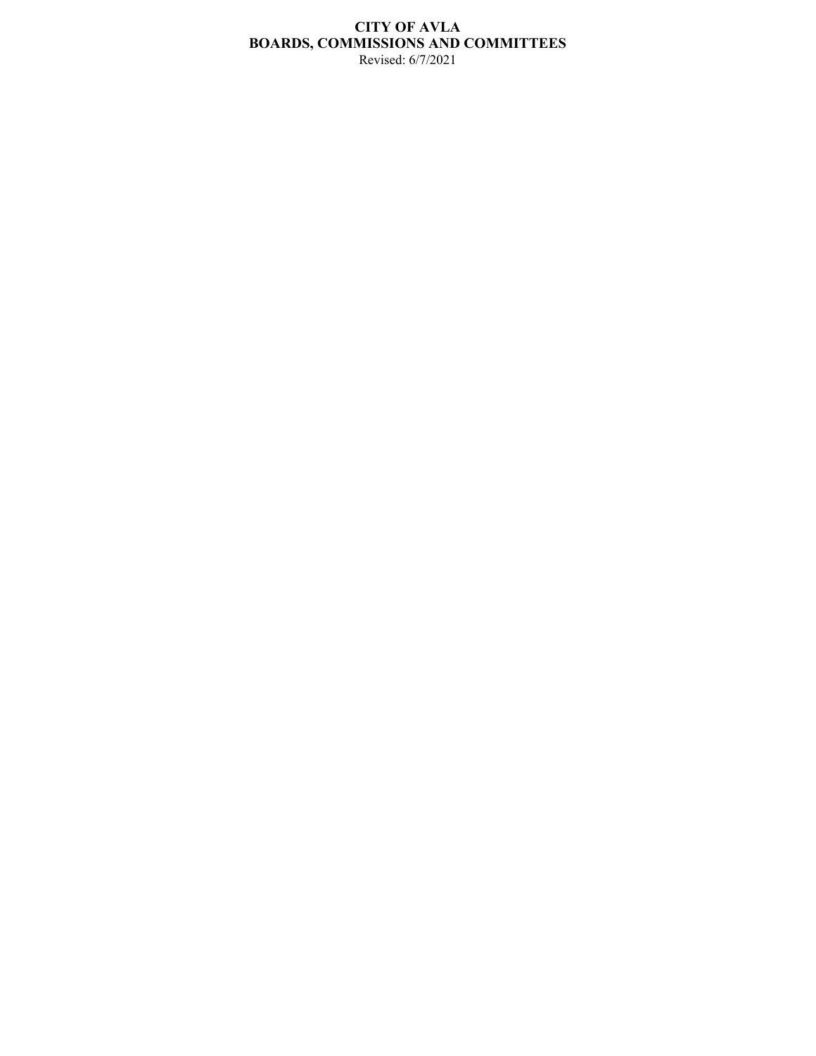**CITY OF AVLA**
**BOARDS, COMMISSIONS AND COMMITTEES**
Revised: 6/7/2021